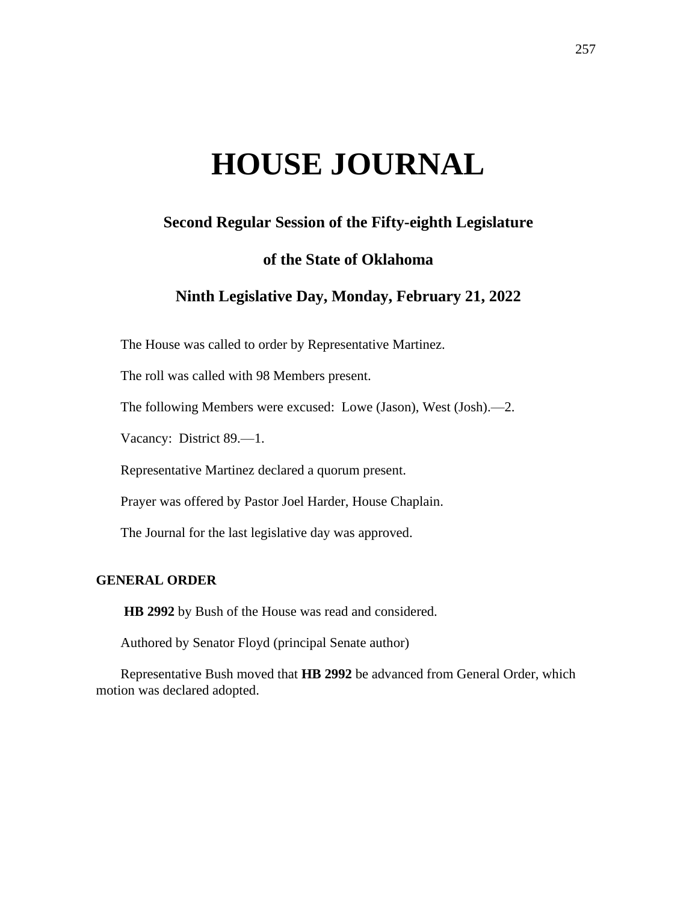# HOUSE JOURNAL

## Second Regular Session of the Fifty-eighth Legislature

## of the State of Oklahoma

## Ninth Legislative Day, Monday, February 21, 2022

The House was called to order by Representative Martinez.

The roll was called with 98 Members present.

The following Members were excused: Lowe (Jason), West (Josh).—2.

Vacancy: District 89.—1.

Representative Martinez declared a quorum present.

Prayer was offered by Pastor Joel Harder, House Chaplain.

The Journal for the last legislative day was approved.

**GENERAL ORDER**

**HB 2992** by Bush of the House was read and considered.

Authored by Senator Floyd (principal Senate author)

Representative Bush moved that **HB 2992** be advanced from General Order, which motion was declared adopted.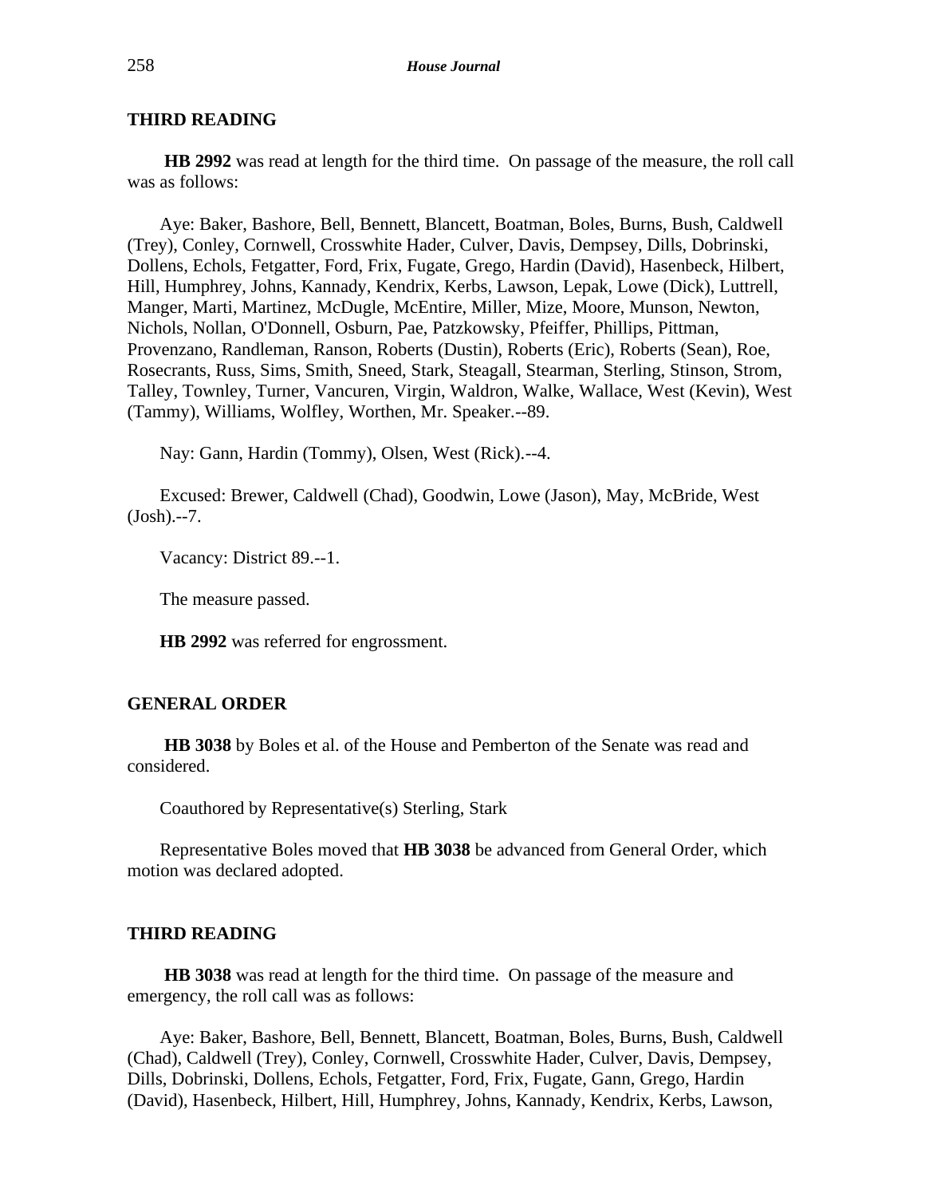## THIRD READING

**HB 2992** was read at length for the third time. On passage of the measure, the roll call was as follows:

Aye: Baker, Bashore, Bell, Bennett, Blancett, Boatman, Boles, Burns, Bush, Caldwell (Trey), Conley, Cornwell, Crosswhite Hader, Culver, Davis, Dempsey, Dills, Dobrinski, Dollens, Echols, Fetgatter, Ford, Frix, Fugate, Grego, Hardin (David), Hasenbeck, Hilbert, Hill, Humphrey, Johns, Kannady, Kendrix, Kerbs, Lawson, Lepak, Lowe (Dick), Luttrell, Manger, Marti, Martinez, McDugle, McEntire, Miller, Mize, Moore, Munson, Newton, Nichols, Nollan, O'Donnell, Osburn, Pae, Patzkowsky, Pfeiffer, Phillips, Pittman, Provenzano, Randleman, Ranson, Roberts (Dustin), Roberts (Eric), Roberts (Sean), Roe, Rosecrants, Russ, Sims, Smith, Sneed, Stark, Steagall, Stearman, Sterling, Stinson, Strom, Talley, Townley, Turner, Vancuren, Virgin, Waldron, Walke, Wallace, West (Kevin), West (Tammy), Williams, Wolfley, Worthen, Mr. Speaker.--89.

Nay: Gann, Hardin (Tommy), Olsen, West (Rick).--4.

Excused: Brewer, Caldwell (Chad), Goodwin, Lowe (Jason), May, McBride, West (Josh).--7.

Vacancy: District 89.--1.

The measure passed.

**HB 2992** was referred for engrossment.

## GENERAL ORDER

**HB 3038** by Boles et al. of the House and Pemberton of the Senate was read and considered.

Coauthored by Representative(s) Sterling, Stark

Representative Boles moved that **HB 3038** be advanced from General Order, which motion was declared adopted.

## THIRD READING

**HB 3038** was read at length for the third time. On passage of the measure and emergency, the roll call was as follows:

Aye: Baker, Bashore, Bell, Bennett, Blancett, Boatman, Boles, Burns, Bush, Caldwell (Chad), Caldwell (Trey), Conley, Cornwell, Crosswhite Hader, Culver, Davis, Dempsey, Dills, Dobrinski, Dollens, Echols, Fetgatter, Ford, Frix, Fugate, Gann, Grego, Hardin (David), Hasenbeck, Hilbert, Hill, Humphrey, Johns, Kannady, Kendrix, Kerbs, Lawson,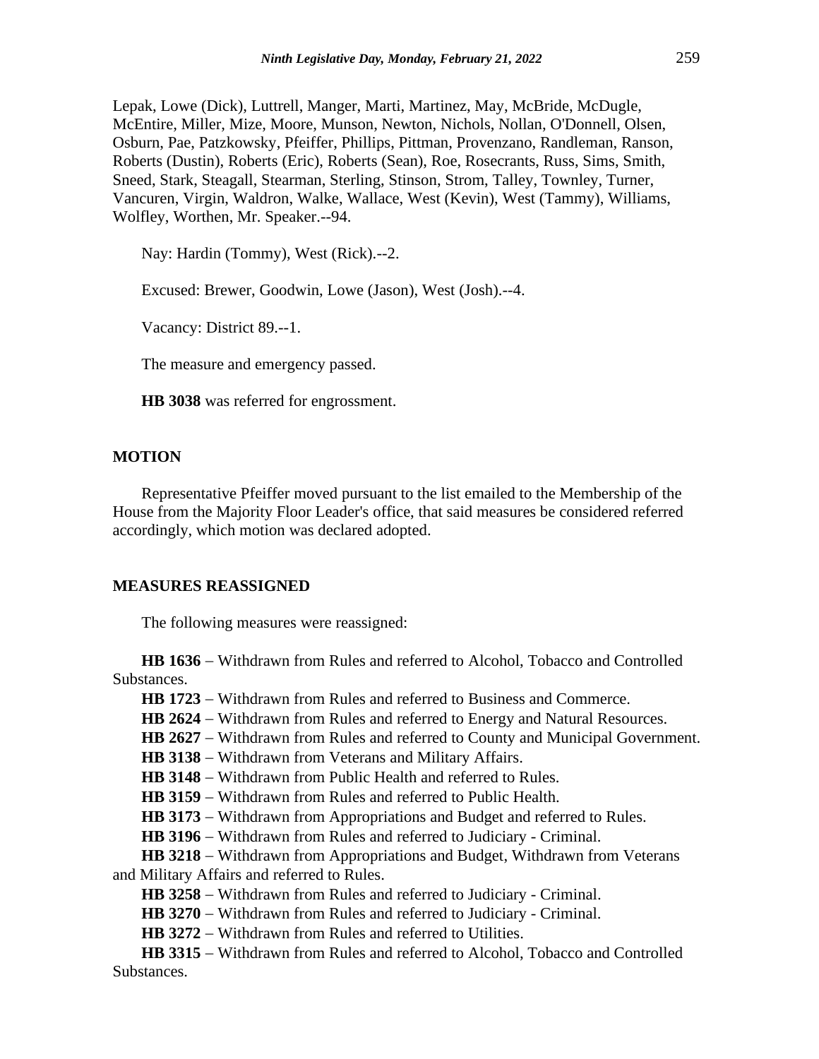Lepak, Lowe (Dick), Luttrell, Manger, Marti, Martinez, May, McBride, McDugle, McEntire, Miller, Mize, Moore, Munson, Newton, Nichols, Nollan, O'Donnell, Olsen, Osburn, Pae, Patzkowsky, Pfeiffer, Phillips, Pittman, Provenzano, Randleman, Ranson, Roberts (Dustin), Roberts (Eric), Roberts (Sean), Roe, Rosecrants, Russ, Sims, Smith, Sneed, Stark, Steagall, Stearman, Sterling, Stinson, Strom, Talley, Townley, Turner, Vancuren, Virgin, Waldron, Walke, Wallace, West (Kevin), West (Tammy), Williams, Wolfley, Worthen, Mr. Speaker.--94.

Nay: Hardin (Tommy), West (Rick).--2.

Excused: Brewer, Goodwin, Lowe (Jason), West (Josh).--4.

Vacancy: District 89.--1.

The measure and emergency passed.

**HB 3038** was referred for engrossment.

## MOTION

Representative Pfeiffer moved pursuant to the list emailed to the Membership of the House from the Majority Floor Leader's office, that said measures be considered referred accordingly, which motion was declared adopted.

## MEASURES REASSIGNED

The following measures were reassigned:

**HB 1636** – Withdrawn from Rules and referred to Alcohol, Tobacco and Controlled Substances.

**HB 1723** – Withdrawn from Rules and referred to Business and Commerce.

**HB 2624** – Withdrawn from Rules and referred to Energy and Natural Resources.

**HB 2627** – Withdrawn from Rules and referred to County and Municipal Government.

**HB 3138** – Withdrawn from Veterans and Military Affairs.

**HB 3148** – Withdrawn from Public Health and referred to Rules.

**HB 3159** – Withdrawn from Rules and referred to Public Health.

**HB 3173** – Withdrawn from Appropriations and Budget and referred to Rules.

**HB 3196** – Withdrawn from Rules and referred to Judiciary - Criminal.

**HB 3218** – Withdrawn from Appropriations and Budget, Withdrawn from Veterans and Military Affairs and referred to Rules.

**HB 3258** – Withdrawn from Rules and referred to Judiciary - Criminal.

**HB 3270** – Withdrawn from Rules and referred to Judiciary - Criminal.

**HB 3272** – Withdrawn from Rules and referred to Utilities.

**HB 3315** – Withdrawn from Rules and referred to Alcohol, Tobacco and Controlled Substances.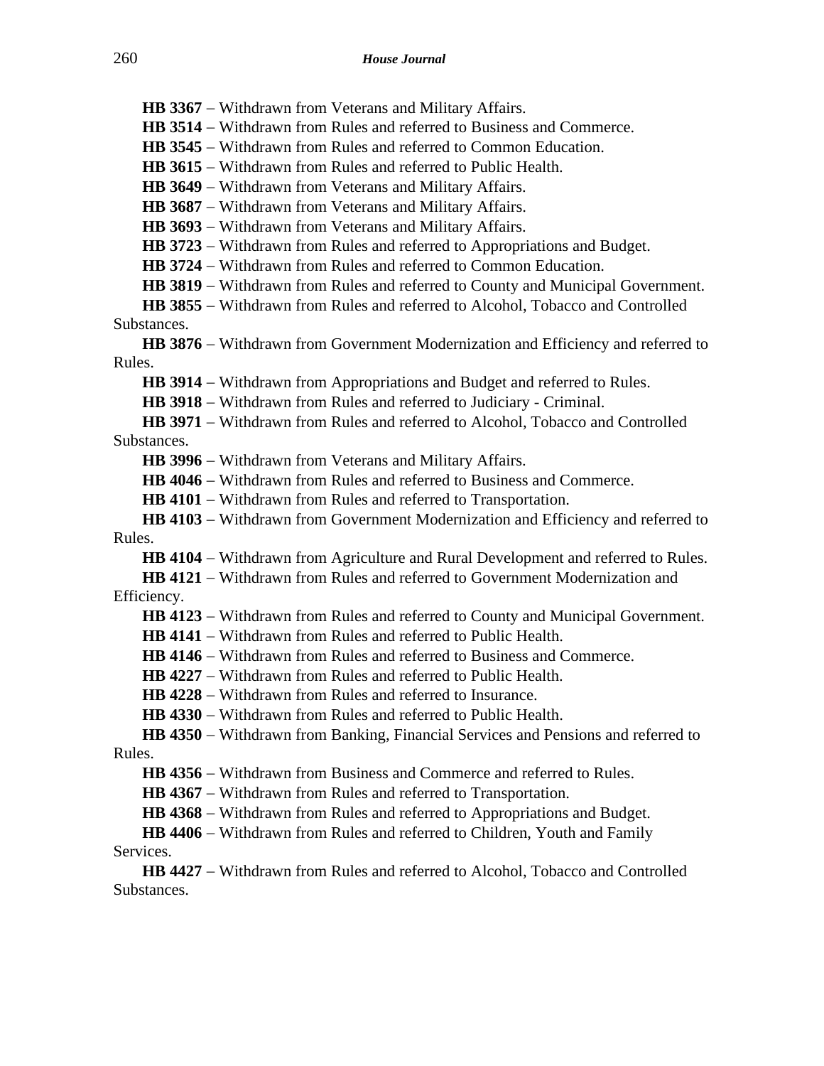**HB 3367** – Withdrawn from Veterans and Military Affairs.

**HB 3514** – Withdrawn from Rules and referred to Business and Commerce.

**HB 3545** – Withdrawn from Rules and referred to Common Education.

**HB 3615** – Withdrawn from Rules and referred to Public Health.

**HB 3649** – Withdrawn from Veterans and Military Affairs.

**HB 3687** – Withdrawn from Veterans and Military Affairs.

**HB 3693** – Withdrawn from Veterans and Military Affairs.

**HB 3723** – Withdrawn from Rules and referred to Appropriations and Budget.

**HB 3724** – Withdrawn from Rules and referred to Common Education.

**HB 3819** – Withdrawn from Rules and referred to County and Municipal Government.

**HB 3855** – Withdrawn from Rules and referred to Alcohol, Tobacco and Controlled Substances.

**HB 3876** – Withdrawn from Government Modernization and Efficiency and referred to Rules.

**HB 3914** – Withdrawn from Appropriations and Budget and referred to Rules.

**HB 3918** – Withdrawn from Rules and referred to Judiciary - Criminal.

**HB 3971** – Withdrawn from Rules and referred to Alcohol, Tobacco and Controlled Substances.

**HB 3996** – Withdrawn from Veterans and Military Affairs.

**HB 4046** – Withdrawn from Rules and referred to Business and Commerce.

**HB 4101** – Withdrawn from Rules and referred to Transportation.

**HB 4103** – Withdrawn from Government Modernization and Efficiency and referred to Rules.

**HB 4104** – Withdrawn from Agriculture and Rural Development and referred to Rules.

**HB 4121** – Withdrawn from Rules and referred to Government Modernization and Efficiency.

**HB 4123** – Withdrawn from Rules and referred to County and Municipal Government.

**HB 4141** – Withdrawn from Rules and referred to Public Health.

**HB 4146** – Withdrawn from Rules and referred to Business and Commerce.

**HB 4227** – Withdrawn from Rules and referred to Public Health.

**HB 4228** – Withdrawn from Rules and referred to Insurance.

**HB 4330** – Withdrawn from Rules and referred to Public Health.

**HB 4350** – Withdrawn from Banking, Financial Services and Pensions and referred to Rules.

**HB 4356** – Withdrawn from Business and Commerce and referred to Rules.

**HB 4367** – Withdrawn from Rules and referred to Transportation.

**HB 4368** – Withdrawn from Rules and referred to Appropriations and Budget.

**HB 4406** – Withdrawn from Rules and referred to Children, Youth and Family Services.

**HB 4427** – Withdrawn from Rules and referred to Alcohol, Tobacco and Controlled Substances.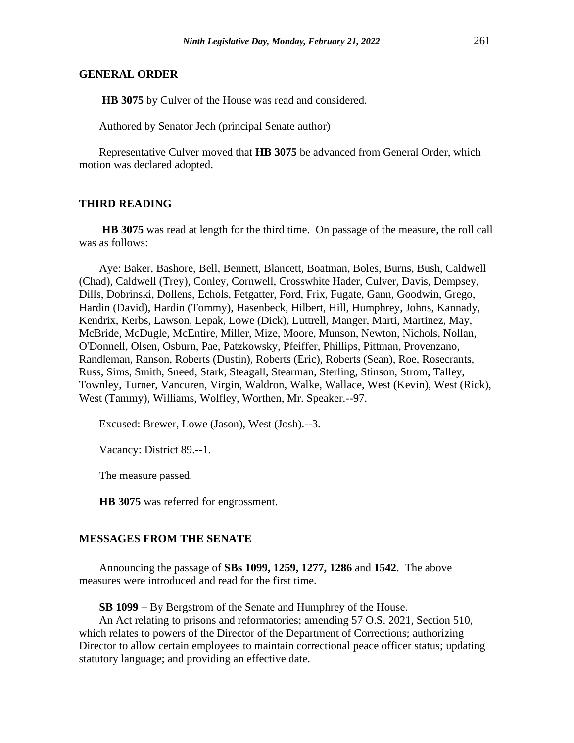## GENERAL ORDER

**HB 3075** by Culver of the House was read and considered.

Authored by Senator Jech (principal Senate author)

Representative Culver moved that **HB 3075** be advanced from General Order, which motion was declared adopted.

## THIRD READING

**HB 3075** was read at length for the third time. On passage of the measure, the roll call was as follows:

Aye: Baker, Bashore, Bell, Bennett, Blancett, Boatman, Boles, Burns, Bush, Caldwell (Chad), Caldwell (Trey), Conley, Cornwell, Crosswhite Hader, Culver, Davis, Dempsey, Dills, Dobrinski, Dollens, Echols, Fetgatter, Ford, Frix, Fugate, Gann, Goodwin, Grego, Hardin (David), Hardin (Tommy), Hasenbeck, Hilbert, Hill, Humphrey, Johns, Kannady, Kendrix, Kerbs, Lawson, Lepak, Lowe (Dick), Luttrell, Manger, Marti, Martinez, May, McBride, McDugle, McEntire, Miller, Mize, Moore, Munson, Newton, Nichols, Nollan, O'Donnell, Olsen, Osburn, Pae, Patzkowsky, Pfeiffer, Phillips, Pittman, Provenzano, Randleman, Ranson, Roberts (Dustin), Roberts (Eric), Roberts (Sean), Roe, Rosecrants, Russ, Sims, Smith, Sneed, Stark, Steagall, Stearman, Sterling, Stinson, Strom, Talley, Townley, Turner, Vancuren, Virgin, Waldron, Walke, Wallace, West (Kevin), West (Rick), West (Tammy), Williams, Wolfley, Worthen, Mr. Speaker.--97.

Excused: Brewer, Lowe (Jason), West (Josh).--3.

Vacancy: District 89.--1.

The measure passed.

**HB 3075** was referred for engrossment.

## MESSAGES FROM THE SENATE

Announcing the passage of **SBs 1099, 1259, 1277, 1286** and **1542**. The above measures were introduced and read for the first time.

**SB 1099** – By Bergstrom of the Senate and Humphrey of the House.
An Act relating to prisons and reformatories; amending 57 O.S. 2021, Section 510, which relates to powers of the Director of the Department of Corrections; authorizing Director to allow certain employees to maintain correctional peace officer status; updating statutory language; and providing an effective date.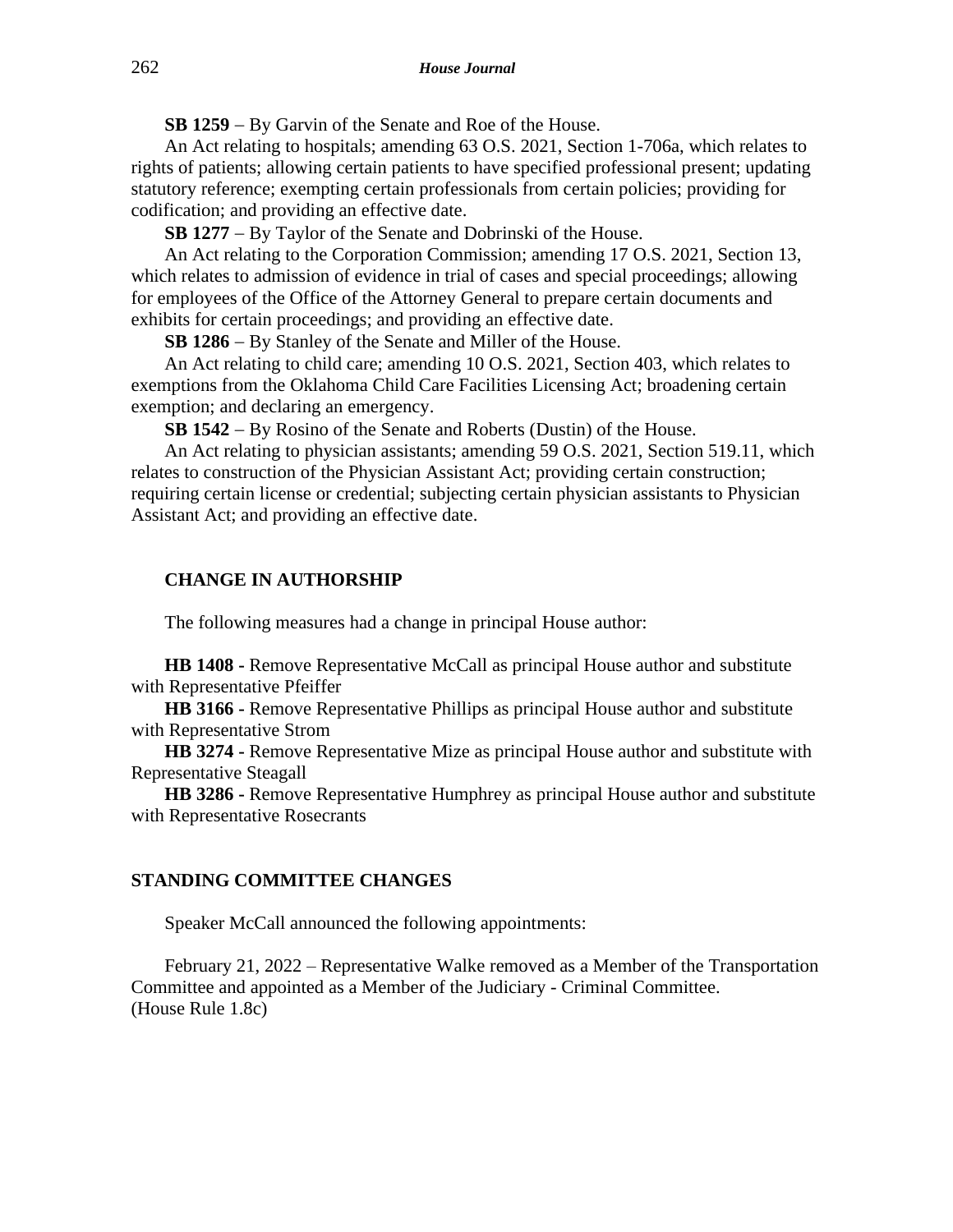**SB 1259** – By Garvin of the Senate and Roe of the House.

An Act relating to hospitals; amending 63 O.S. 2021, Section 1-706a, which relates to rights of patients; allowing certain patients to have specified professional present; updating statutory reference; exempting certain professionals from certain policies; providing for codification; and providing an effective date.

**SB 1277** – By Taylor of the Senate and Dobrinski of the House.

An Act relating to the Corporation Commission; amending 17 O.S. 2021, Section 13, which relates to admission of evidence in trial of cases and special proceedings; allowing for employees of the Office of the Attorney General to prepare certain documents and exhibits for certain proceedings; and providing an effective date.

**SB 1286** – By Stanley of the Senate and Miller of the House.

An Act relating to child care; amending 10 O.S. 2021, Section 403, which relates to exemptions from the Oklahoma Child Care Facilities Licensing Act; broadening certain exemption; and declaring an emergency.

**SB 1542** – By Rosino of the Senate and Roberts (Dustin) of the House.

An Act relating to physician assistants; amending 59 O.S. 2021, Section 519.11, which relates to construction of the Physician Assistant Act; providing certain construction; requiring certain license or credential; subjecting certain physician assistants to Physician Assistant Act; and providing an effective date.

## CHANGE IN AUTHORSHIP

The following measures had a change in principal House author:

**HB 1408 -** Remove Representative McCall as principal House author and substitute with Representative Pfeiffer

**HB 3166 -** Remove Representative Phillips as principal House author and substitute with Representative Strom

**HB 3274 -** Remove Representative Mize as principal House author and substitute with Representative Steagall

**HB 3286 -** Remove Representative Humphrey as principal House author and substitute with Representative Rosecrants

## STANDING COMMITTEE CHANGES

Speaker McCall announced the following appointments:

February 21, 2022 – Representative Walke removed as a Member of the Transportation Committee and appointed as a Member of the Judiciary - Criminal Committee.
(House Rule 1.8c)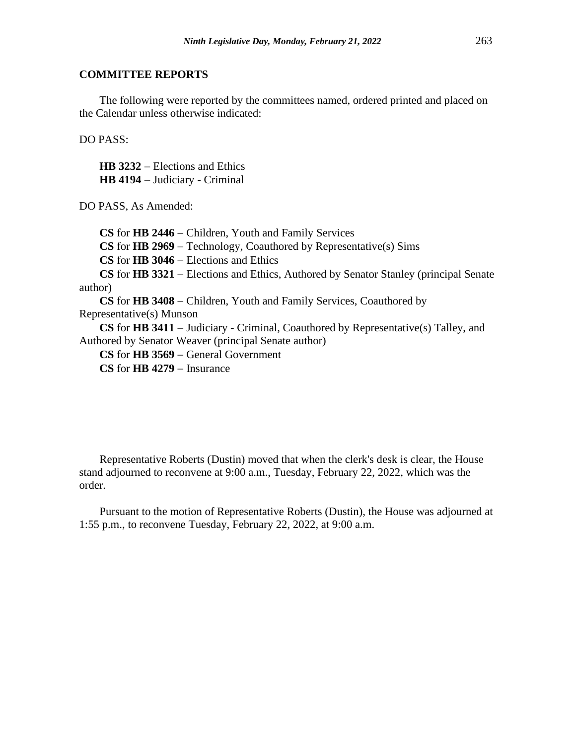**COMMITTEE REPORTS**

The following were reported by the committees named, ordered printed and placed on the Calendar unless otherwise indicated:

DO PASS:

**HB 3232** – Elections and Ethics
**HB 4194** – Judiciary - Criminal

DO PASS, As Amended:

**CS** for **HB 2446** – Children, Youth and Family Services
**CS** for **HB 2969** – Technology, Coauthored by Representative(s) Sims
**CS** for **HB 3046** – Elections and Ethics
**CS** for **HB 3321** – Elections and Ethics, Authored by Senator Stanley (principal Senate author)
**CS** for **HB 3408** – Children, Youth and Family Services, Coauthored by Representative(s) Munson
**CS** for **HB 3411** – Judiciary - Criminal, Coauthored by Representative(s) Talley, and Authored by Senator Weaver (principal Senate author)
**CS** for **HB 3569** – General Government
**CS** for **HB 4279** – Insurance

Representative Roberts (Dustin) moved that when the clerk's desk is clear, the House stand adjourned to reconvene at 9:00 a.m., Tuesday, February 22, 2022, which was the order.

Pursuant to the motion of Representative Roberts (Dustin), the House was adjourned at 1:55 p.m., to reconvene Tuesday, February 22, 2022, at 9:00 a.m.